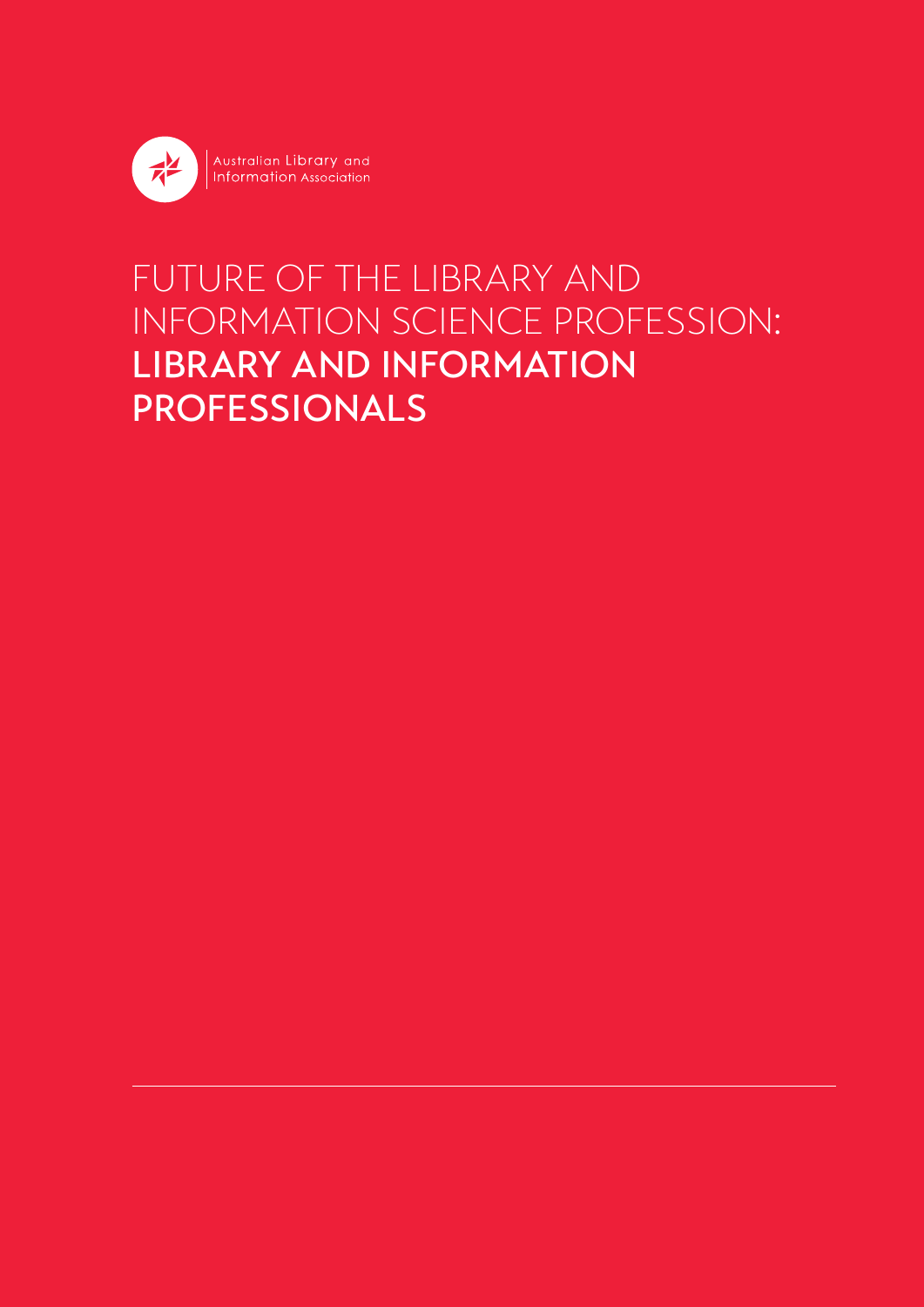Australian Library and Information Association

# FUTURE OF THE LIBRARY AND INFORMATION SCIENCE PROFESSION: LIBRARY AND INFORMATION PROFESSIONALS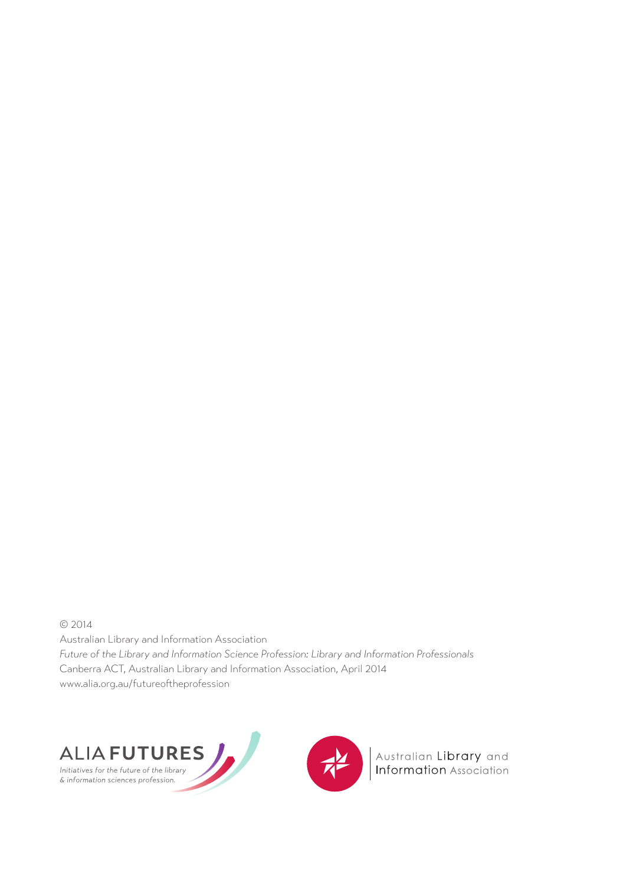© 2014

Australian Library and Information Association

*Future of the Library and Information Science Profession: Library and Information Professionals*

Canberra ACT, Australian Library and Information Association, April 2014

www.alia.org.au/futureoftheprofession

ALIA FUTURES

*Initiatives for the future of the library & information sciences profession.*

Australian Library and Information Association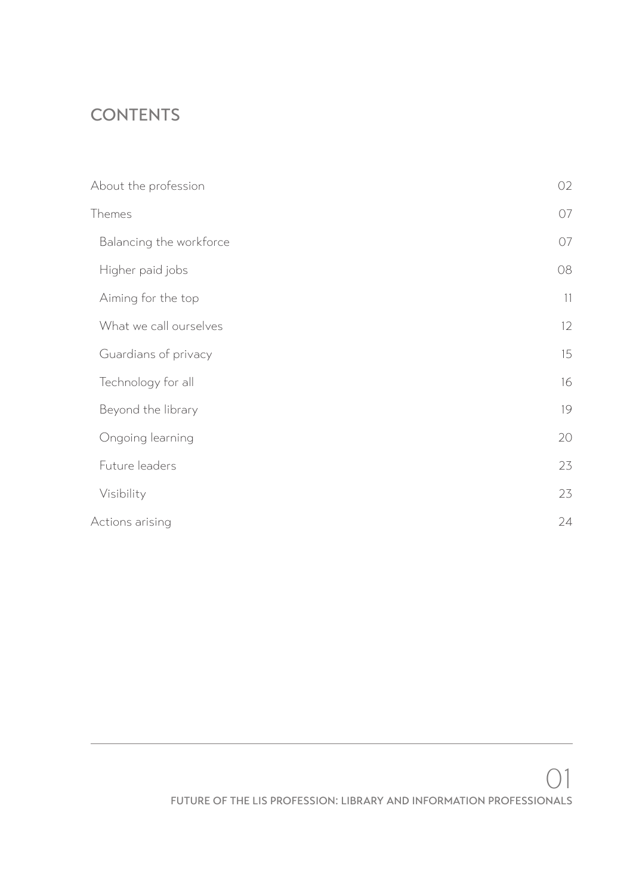# CONTENTS

| | |
|---|---|
| About the profession | 02 |
| Themes | 07 |
| Balancing the workforce | 07 |
| Higher paid jobs | 08 |
| Aiming for the top | 11 |
| What we call ourselves | 12 |
| Guardians of privacy | 15 |
| Technology for all | 16 |
| Beyond the library | 19 |
| Ongoing learning | 20 |
| Future leaders | 23 |
| Visibility | 23 |
| Actions arising | 24 |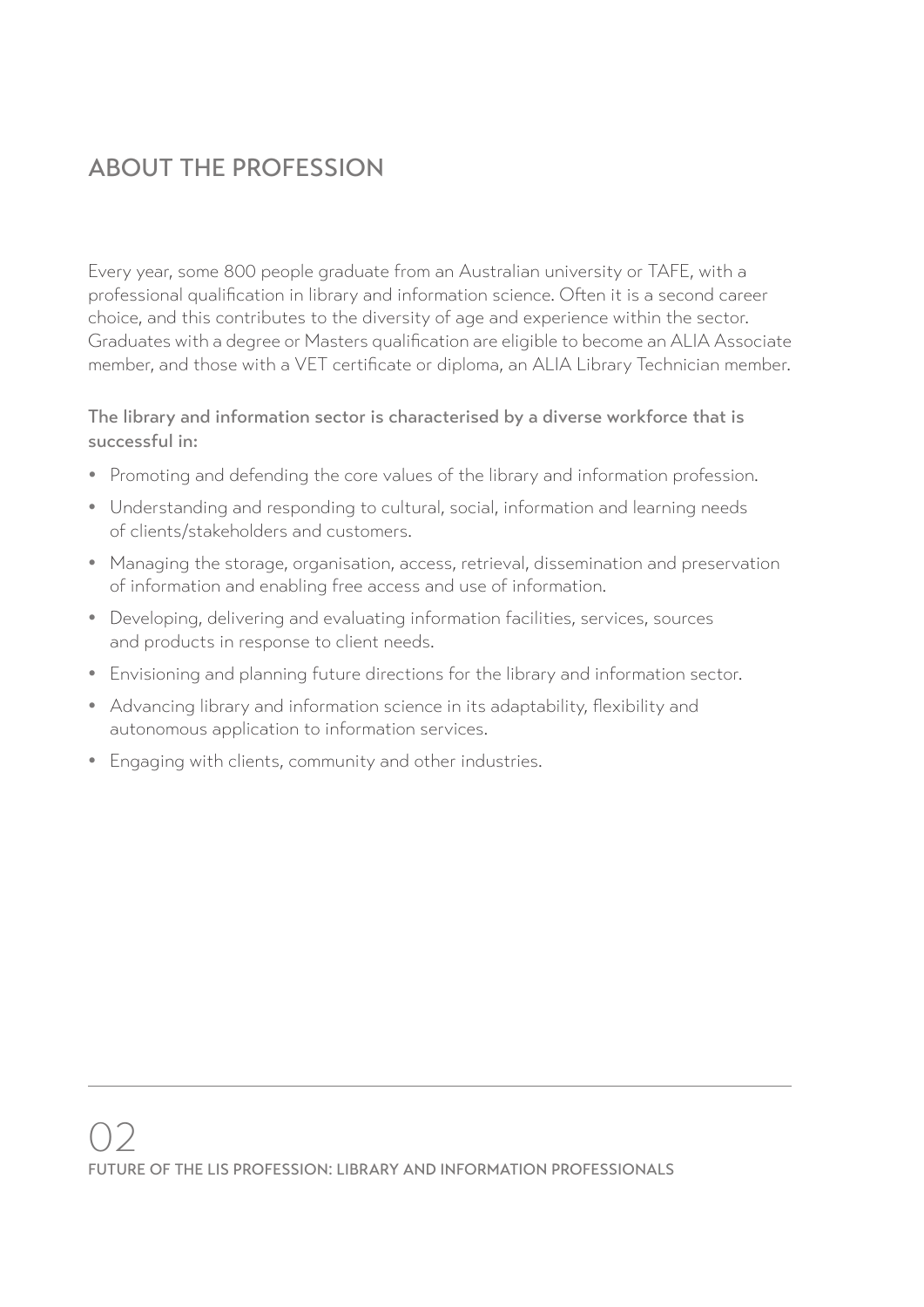## ABOUT THE PROFESSION

Every year, some 800 people graduate from an Australian university or TAFE, with a professional qualification in library and information science. Often it is a second career choice, and this contributes to the diversity of age and experience within the sector. Graduates with a degree or Masters qualification are eligible to become an ALIA Associate member, and those with a VET certificate or diploma, an ALIA Library Technician member.

**The library and information sector is characterised by a diverse workforce that is successful in:**

- Promoting and defending the core values of the library and information profession.
- Understanding and responding to cultural, social, information and learning needs of clients/stakeholders and customers.
- Managing the storage, organisation, access, retrieval, dissemination and preservation of information and enabling free access and use of information.
- Developing, delivering and evaluating information facilities, services, sources and products in response to client needs.
- Envisioning and planning future directions for the library and information sector.
- Advancing library and information science in its adaptability, flexibility and autonomous application to information services.
- Engaging with clients, community and other industries.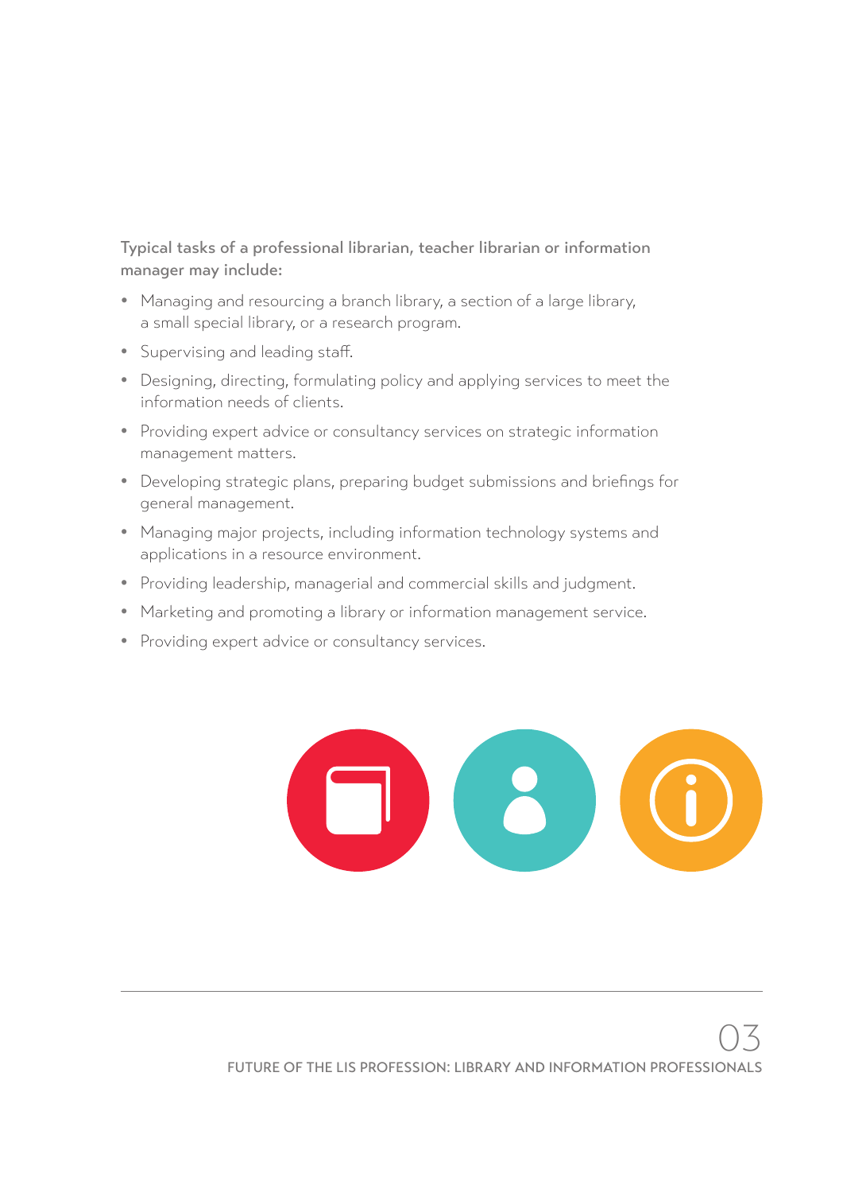**Typical tasks of a professional librarian, teacher librarian or information manager may include:**

- Managing and resourcing a branch library, a section of a large library, a small special library, or a research program.
- Supervising and leading staff.
- Designing, directing, formulating policy and applying services to meet the information needs of clients.
- Providing expert advice or consultancy services on strategic information management matters.
- Developing strategic plans, preparing budget submissions and briefings for general management.
- Managing major projects, including information technology systems and applications in a resource environment.
- Providing leadership, managerial and commercial skills and judgment.
- Marketing and promoting a library or information management service.
- Providing expert advice or consultancy services.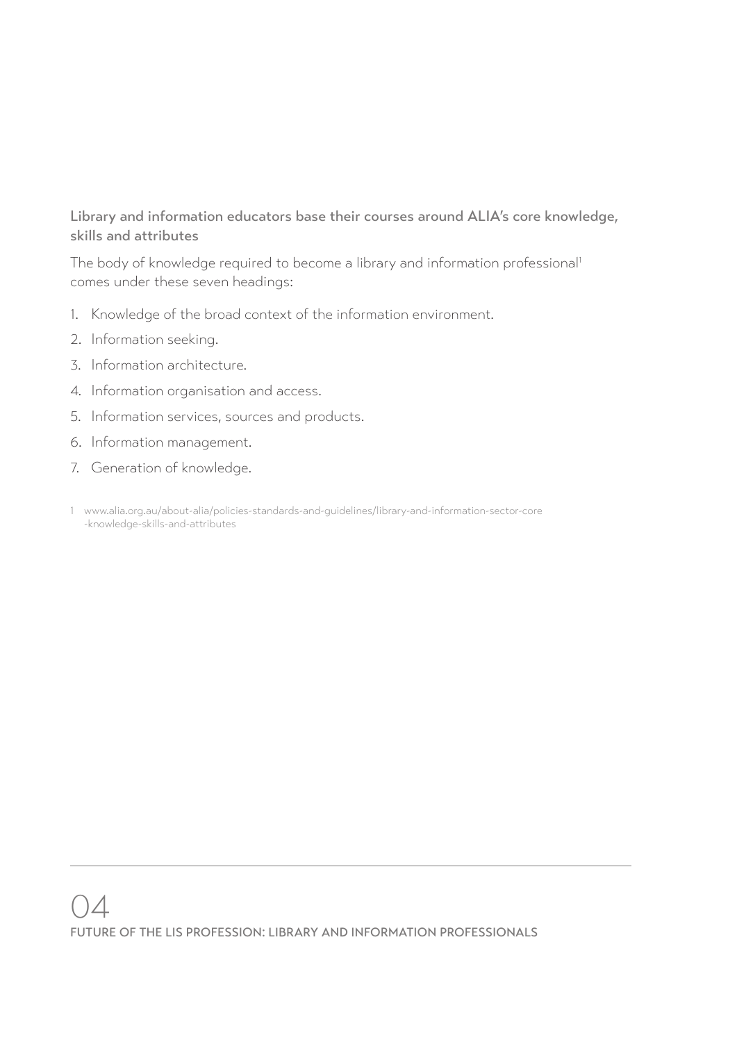### Library and information educators base their courses around ALIA's core knowledge, skills and attributes

The body of knowledge required to become a library and information professional[1] comes under these seven headings:

1. Knowledge of the broad context of the information environment.
2. Information seeking.
3. Information architecture.
4. Information organisation and access.
5. Information services, sources and products.
6. Information management.
7. Generation of knowledge.

1 www.alia.org.au/about-alia/policies-standards-and-guidelines/library-and-information-sector-core-knowledge-skills-and-attributes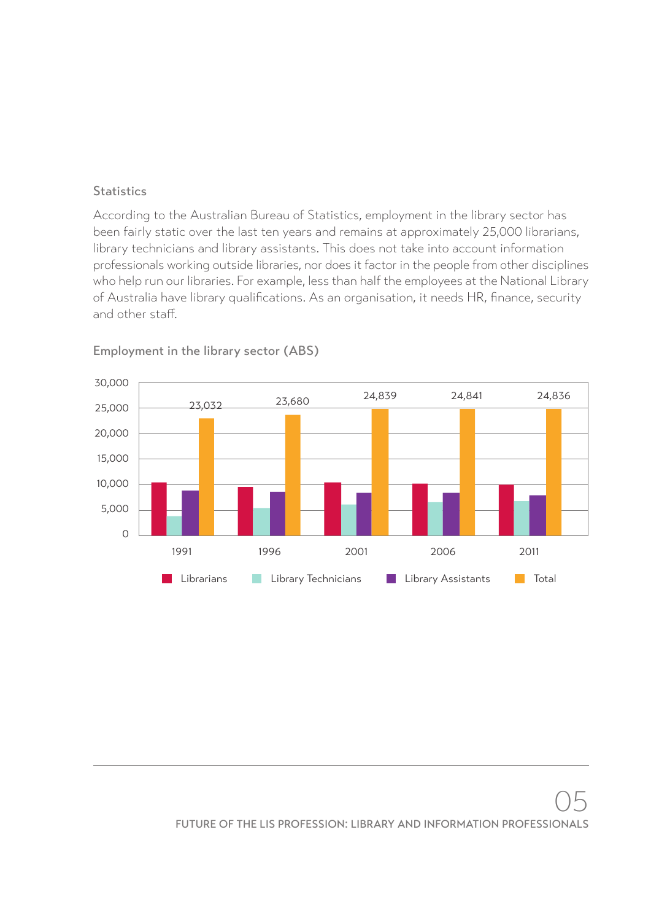### Statistics

According to the Australian Bureau of Statistics, employment in the library sector has been fairly static over the last ten years and remains at approximately 25,000 librarians, library technicians and library assistants. This does not take into account information professionals working outside libraries, nor does it factor in the people from other disciplines who help run our libraries. For example, less than half the employees at the National Library of Australia have library qualifications. As an organisation, it needs HR, finance, security and other staff.

#### Employment in the library sector (ABS)

| Year | Total |
|---|---|
| 1991 | 23,032 |
| 1996 | 23,680 |
| 2001 | 24,839 |
| 2006 | 24,841 |
| 2011 | 24,836 |

Librarians | Library Technicians | Library Assistants | Total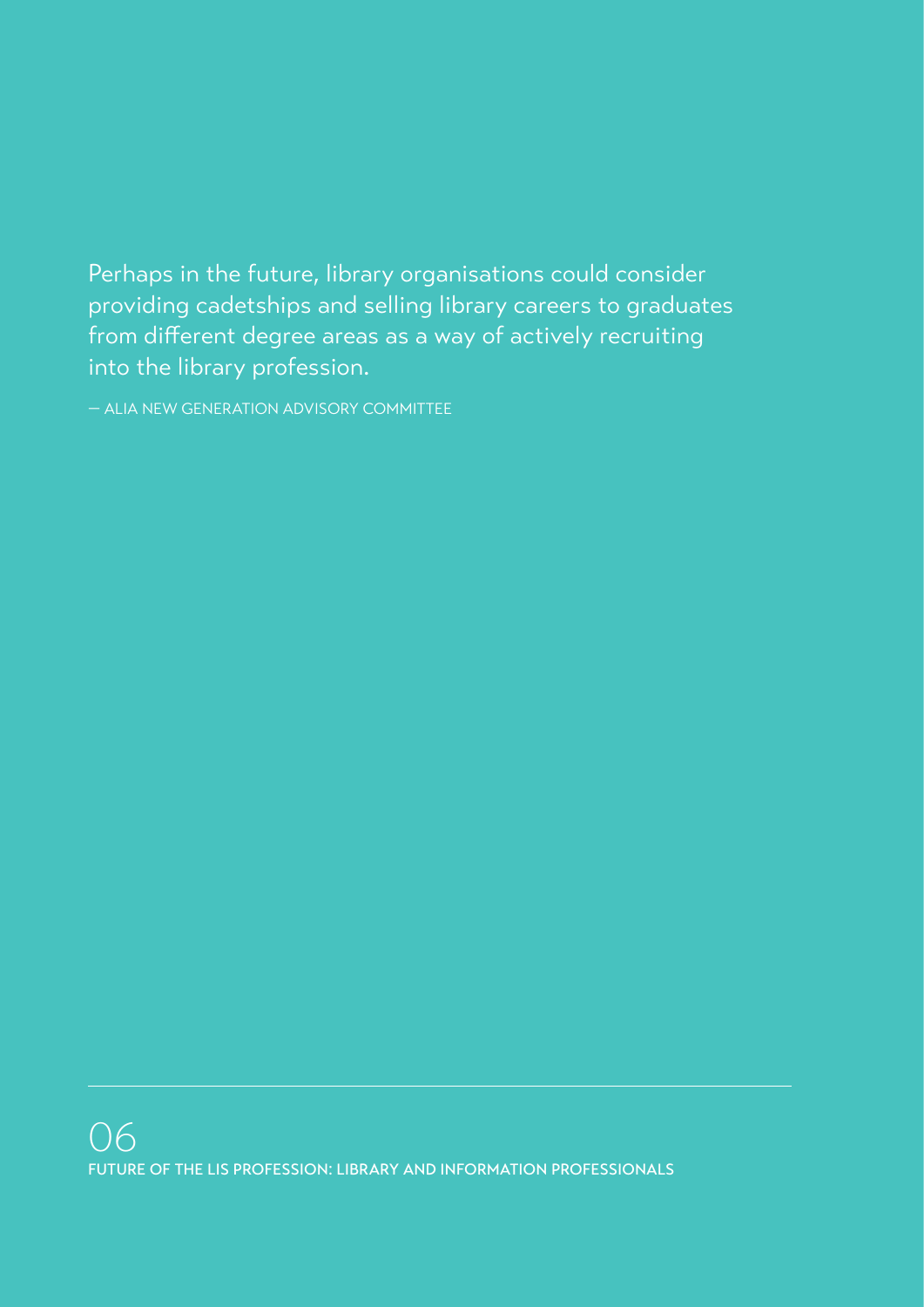Perhaps in the future, library organisations could consider providing cadetships and selling library careers to graduates from different degree areas as a way of actively recruiting into the library profession.

— ALIA NEW GENERATION ADVISORY COMMITTEE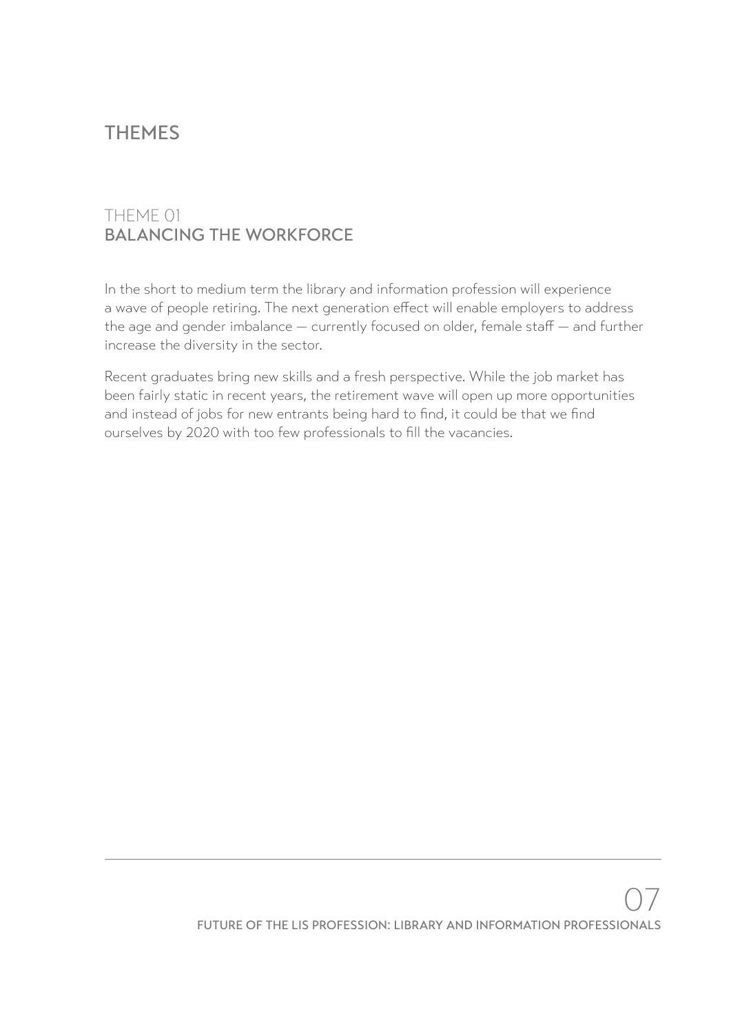# THEMES

## THEME 01
## BALANCING THE WORKFORCE

In the short to medium term the library and information profession will experience a wave of people retiring. The next generation effect will enable employers to address the age and gender imbalance — currently focused on older, female staff — and further increase the diversity in the sector.

Recent graduates bring new skills and a fresh perspective. While the job market has been fairly static in recent years, the retirement wave will open up more opportunities and instead of jobs for new entrants being hard to find, it could be that we find ourselves by 2020 with too few professionals to fill the vacancies.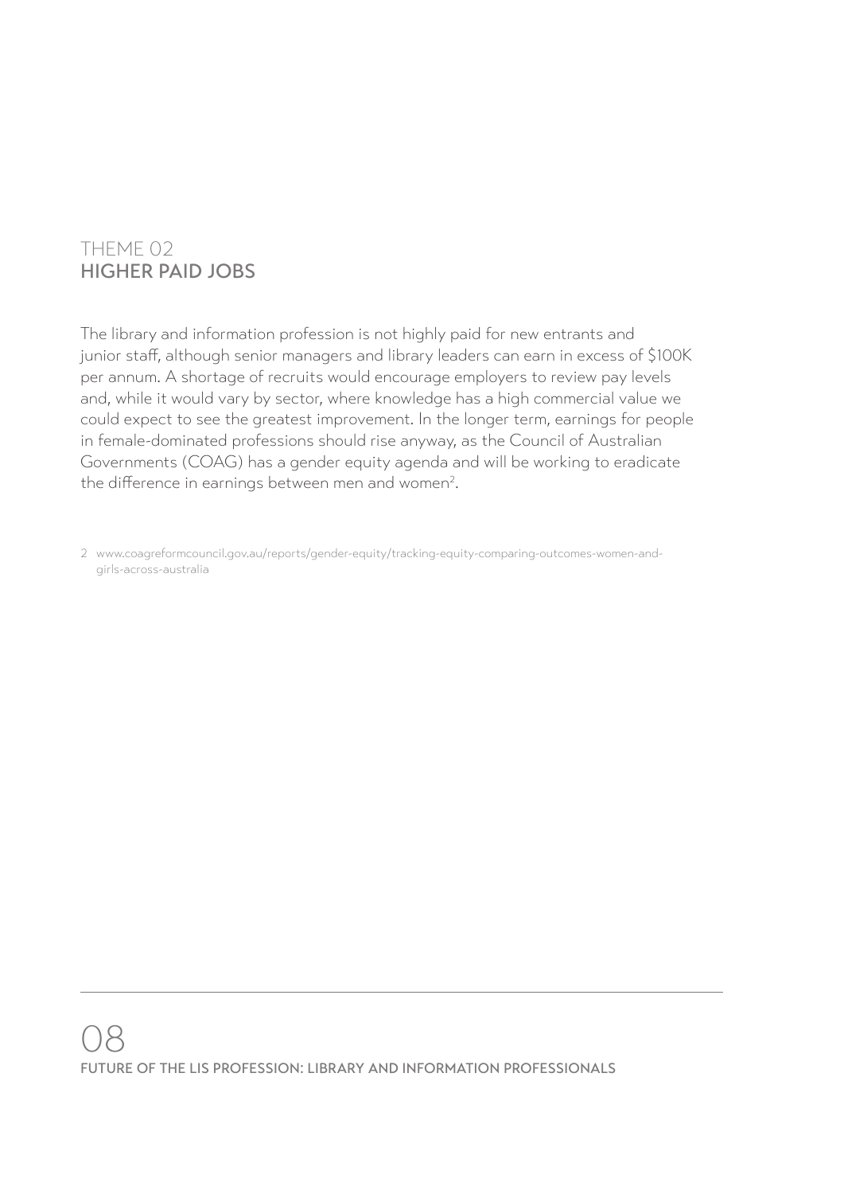## THEME 02
## HIGHER PAID JOBS

The library and information profession is not highly paid for new entrants and junior staff, although senior managers and library leaders can earn in excess of $100K per annum. A shortage of recruits would encourage employers to review pay levels and, while it would vary by sector, where knowledge has a high commercial value we could expect to see the greatest improvement. In the longer term, earnings for people in female-dominated professions should rise anyway, as the Council of Australian Governments (COAG) has a gender equity agenda and will be working to eradicate the difference in earnings between men and women[2].

2 www.coagreformcouncil.gov.au/reports/gender-equity/tracking-equity-comparing-outcomes-women-and-girls-across-australia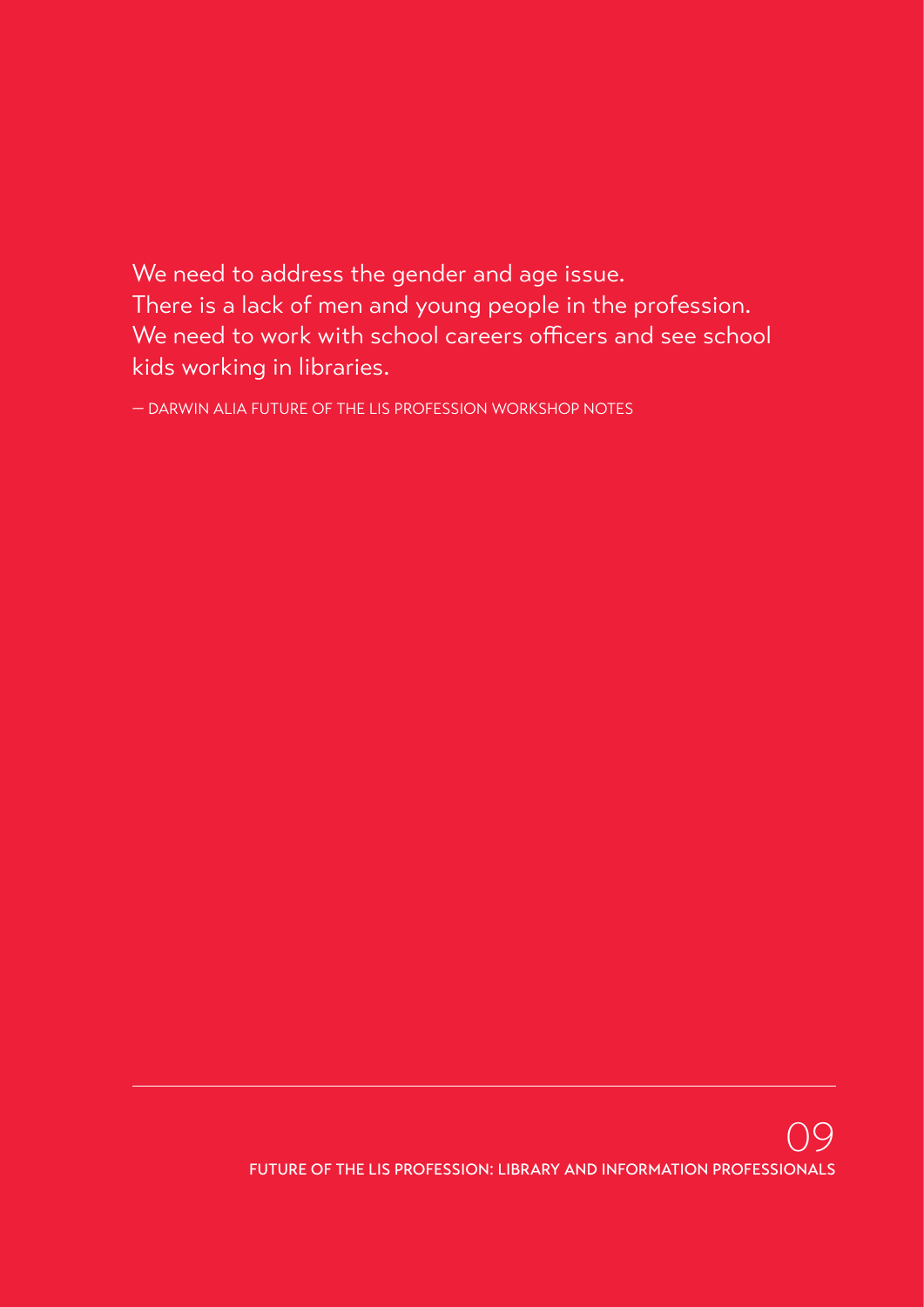> We need to address the gender and age issue.
> There is a lack of men and young people in the profession.
> We need to work with school careers officers and see school kids working in libraries.
>
> — DARWIN ALIA FUTURE OF THE LIS PROFESSION WORKSHOP NOTES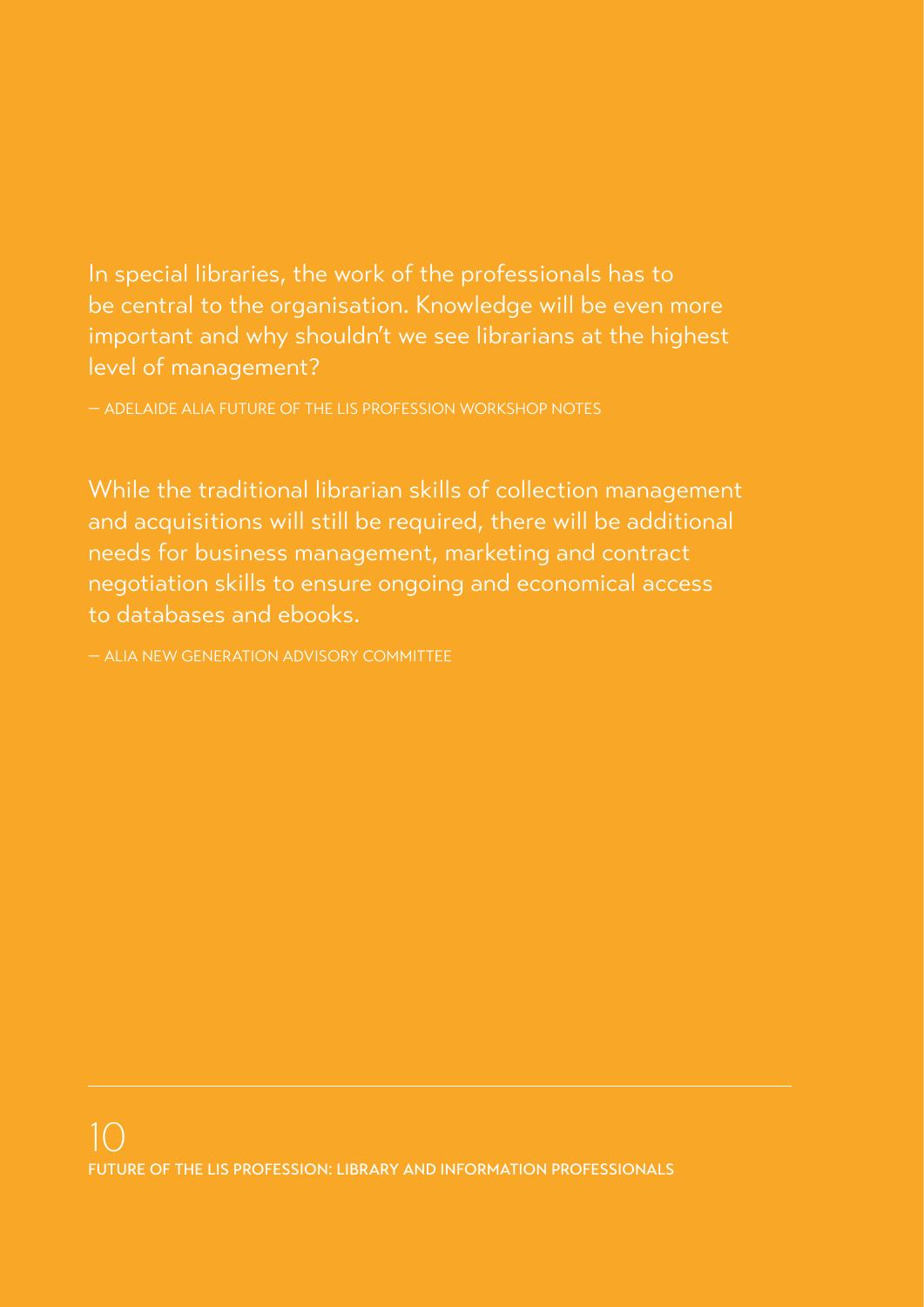In special libraries, the work of the professionals has to be central to the organisation. Knowledge will be even more important and why shouldn't we see librarians at the highest level of management?

— ADELAIDE ALIA FUTURE OF THE LIS PROFESSION WORKSHOP NOTES

While the traditional librarian skills of collection management and acquisitions will still be required, there will be additional needs for business management, marketing and contract negotiation skills to ensure ongoing and economical access to databases and ebooks.

— ALIA NEW GENERATION ADVISORY COMMITTEE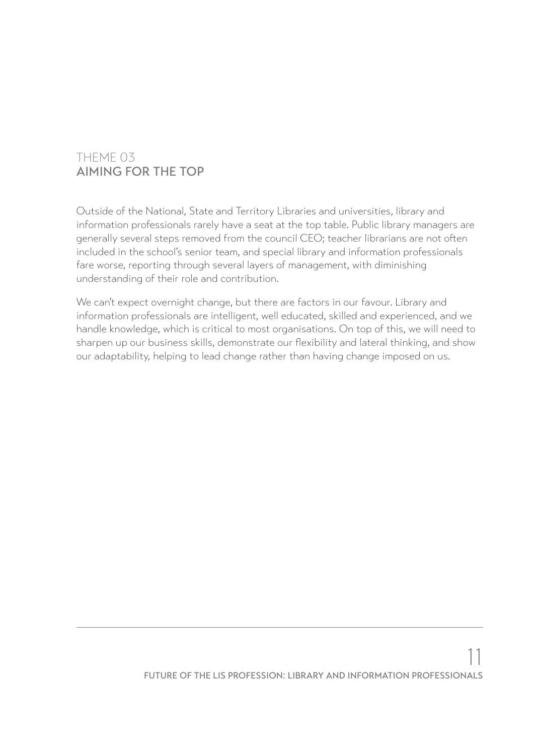## THEME 03
## AIMING FOR THE TOP

Outside of the National, State and Territory Libraries and universities, library and information professionals rarely have a seat at the top table. Public library managers are generally several steps removed from the council CEO; teacher librarians are not often included in the school's senior team, and special library and information professionals fare worse, reporting through several layers of management, with diminishing understanding of their role and contribution.

We can't expect overnight change, but there are factors in our favour. Library and information professionals are intelligent, well educated, skilled and experienced, and we handle knowledge, which is critical to most organisations. On top of this, we will need to sharpen up our business skills, demonstrate our flexibility and lateral thinking, and show our adaptability, helping to lead change rather than having change imposed on us.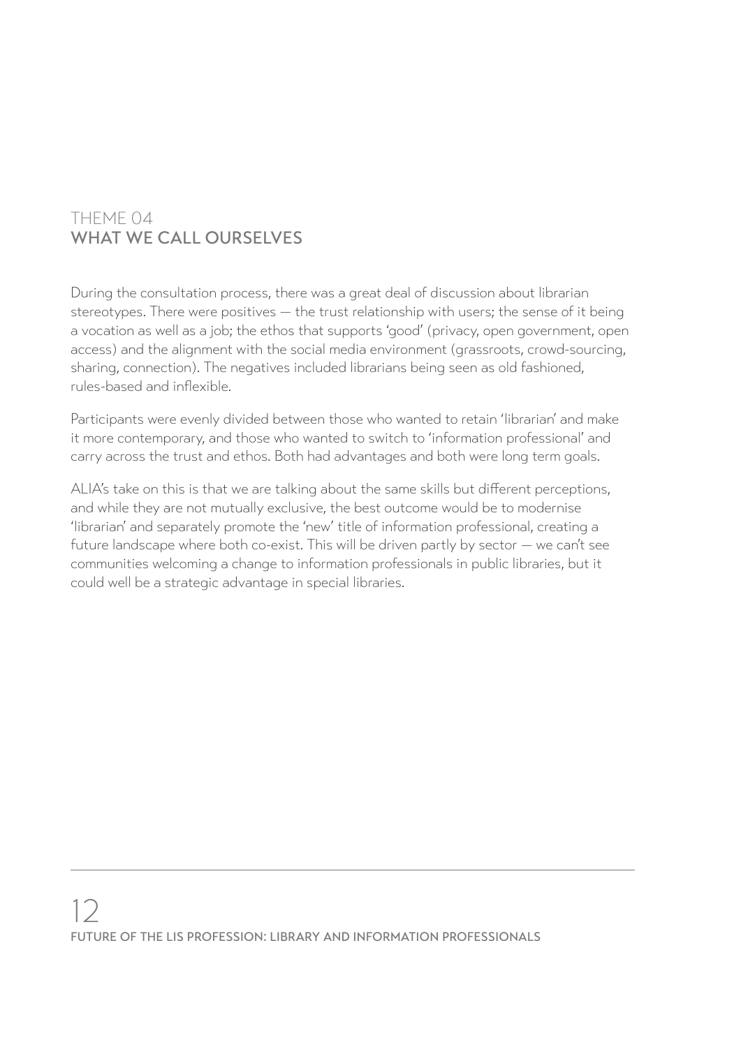## THEME 04
## WHAT WE CALL OURSELVES

During the consultation process, there was a great deal of discussion about librarian stereotypes. There were positives — the trust relationship with users; the sense of it being a vocation as well as a job; the ethos that supports 'good' (privacy, open government, open access) and the alignment with the social media environment (grassroots, crowd-sourcing, sharing, connection). The negatives included librarians being seen as old fashioned, rules-based and inflexible.

Participants were evenly divided between those who wanted to retain 'librarian' and make it more contemporary, and those who wanted to switch to 'information professional' and carry across the trust and ethos. Both had advantages and both were long term goals.

ALIA's take on this is that we are talking about the same skills but different perceptions, and while they are not mutually exclusive, the best outcome would be to modernise 'librarian' and separately promote the 'new' title of information professional, creating a future landscape where both co-exist. This will be driven partly by sector — we can't see communities welcoming a change to information professionals in public libraries, but it could well be a strategic advantage in special libraries.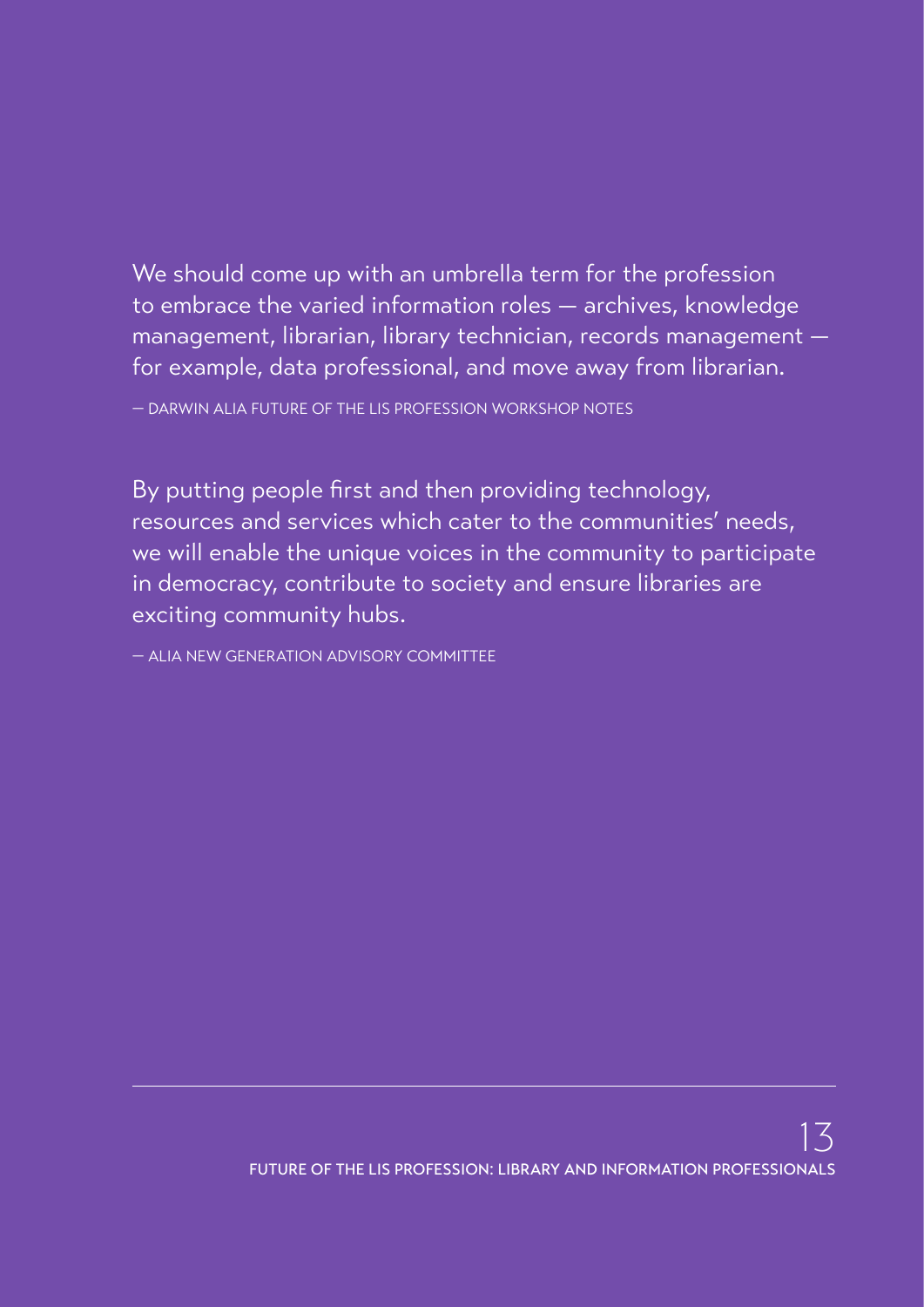We should come up with an umbrella term for the profession to embrace the varied information roles — archives, knowledge management, librarian, library technician, records management — for example, data professional, and move away from librarian.

— DARWIN ALIA FUTURE OF THE LIS PROFESSION WORKSHOP NOTES

By putting people first and then providing technology, resources and services which cater to the communities' needs, we will enable the unique voices in the community to participate in democracy, contribute to society and ensure libraries are exciting community hubs.

— ALIA NEW GENERATION ADVISORY COMMITTEE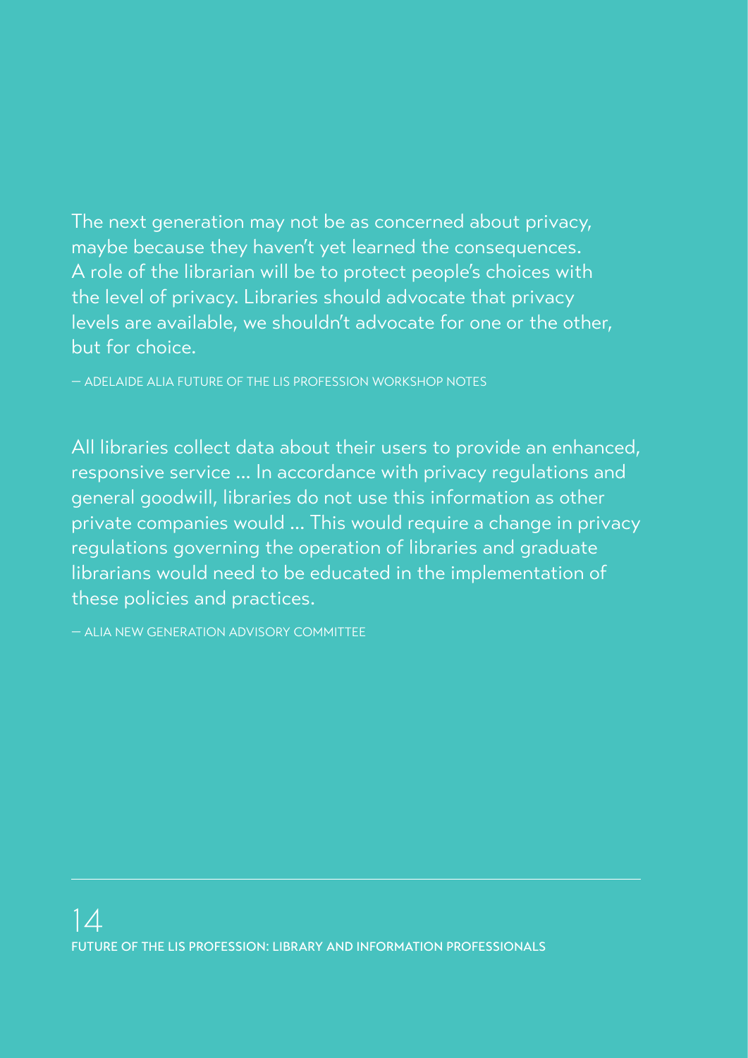The next generation may not be as concerned about privacy, maybe because they haven't yet learned the consequences. A role of the librarian will be to protect people's choices with the level of privacy. Libraries should advocate that privacy levels are available, we shouldn't advocate for one or the other, but for choice.

— ADELAIDE ALIA FUTURE OF THE LIS PROFESSION WORKSHOP NOTES

All libraries collect data about their users to provide an enhanced, responsive service ... In accordance with privacy regulations and general goodwill, libraries do not use this information as other private companies would ... This would require a change in privacy regulations governing the operation of libraries and graduate librarians would need to be educated in the implementation of these policies and practices.

— ALIA NEW GENERATION ADVISORY COMMITTEE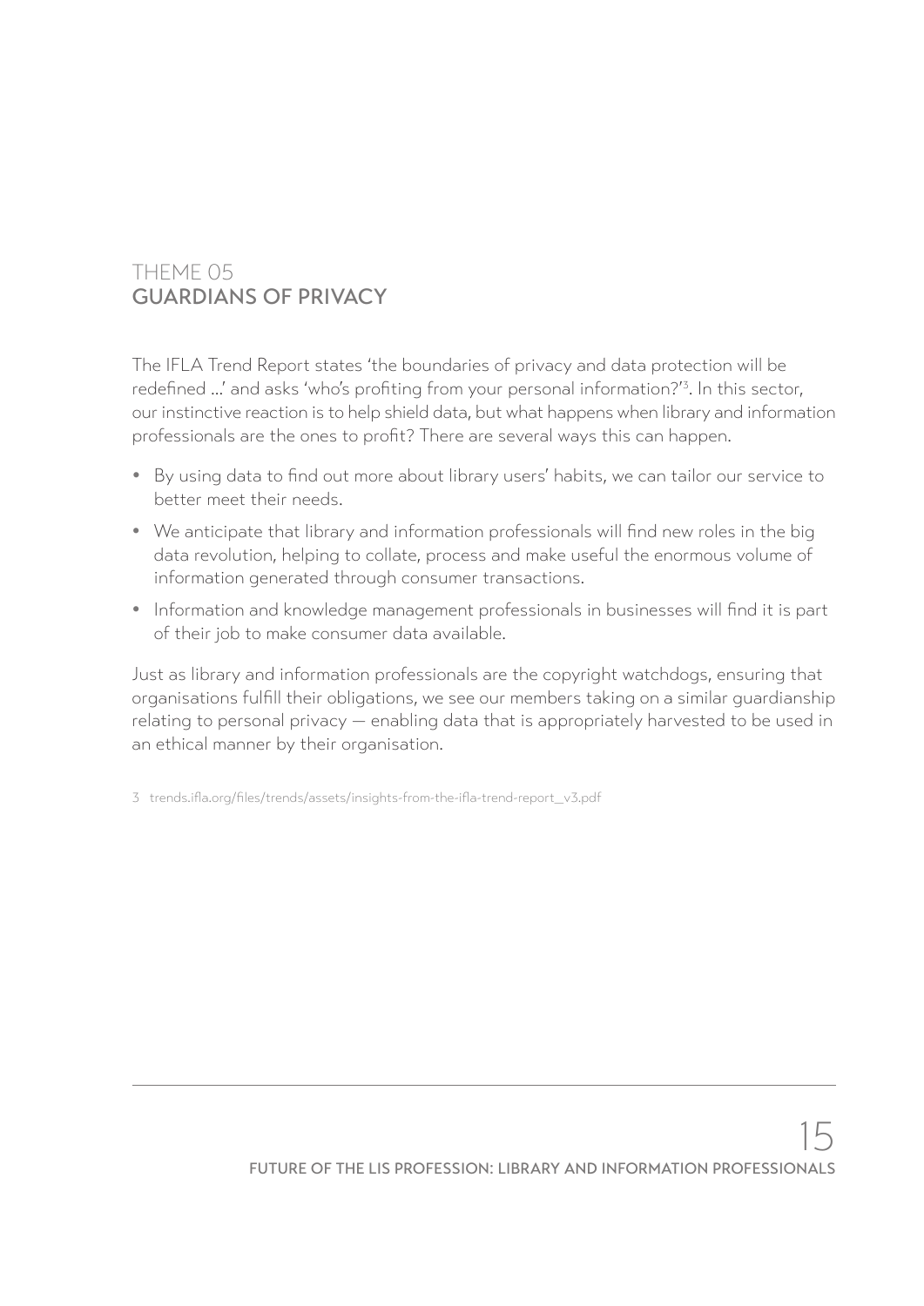## THEME 05
**GUARDIANS OF PRIVACY**

The IFLA Trend Report states 'the boundaries of privacy and data protection will be redefined ...' and asks 'who's profiting from your personal information?'[3]. In this sector, our instinctive reaction is to help shield data, but what happens when library and information professionals are the ones to profit? There are several ways this can happen.

- By using data to find out more about library users' habits, we can tailor our service to better meet their needs.
- We anticipate that library and information professionals will find new roles in the big data revolution, helping to collate, process and make useful the enormous volume of information generated through consumer transactions.
- Information and knowledge management professionals in businesses will find it is part of their job to make consumer data available.

Just as library and information professionals are the copyright watchdogs, ensuring that organisations fulfill their obligations, we see our members taking on a similar guardianship relating to personal privacy — enabling data that is appropriately harvested to be used in an ethical manner by their organisation.

3 trends.ifla.org/files/trends/assets/insights-from-the-ifla-trend-report_v3.pdf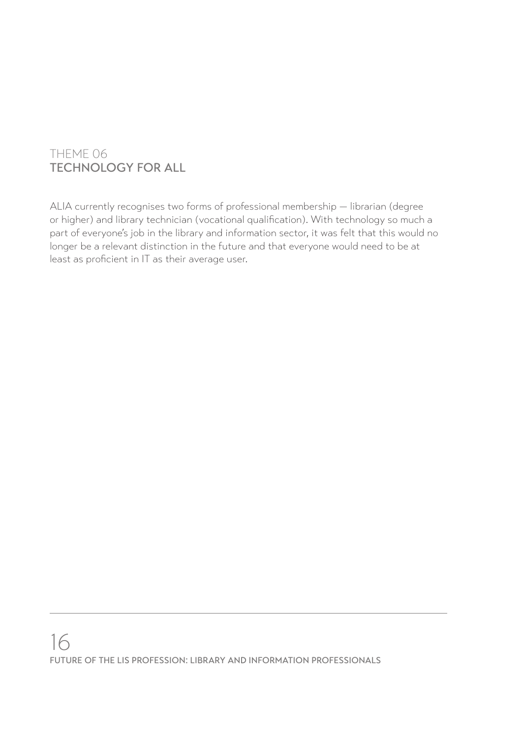## THEME 06
## TECHNOLOGY FOR ALL

ALIA currently recognises two forms of professional membership — librarian (degree or higher) and library technician (vocational qualification). With technology so much a part of everyone's job in the library and information sector, it was felt that this would no longer be a relevant distinction in the future and that everyone would need to be at least as proficient in IT as their average user.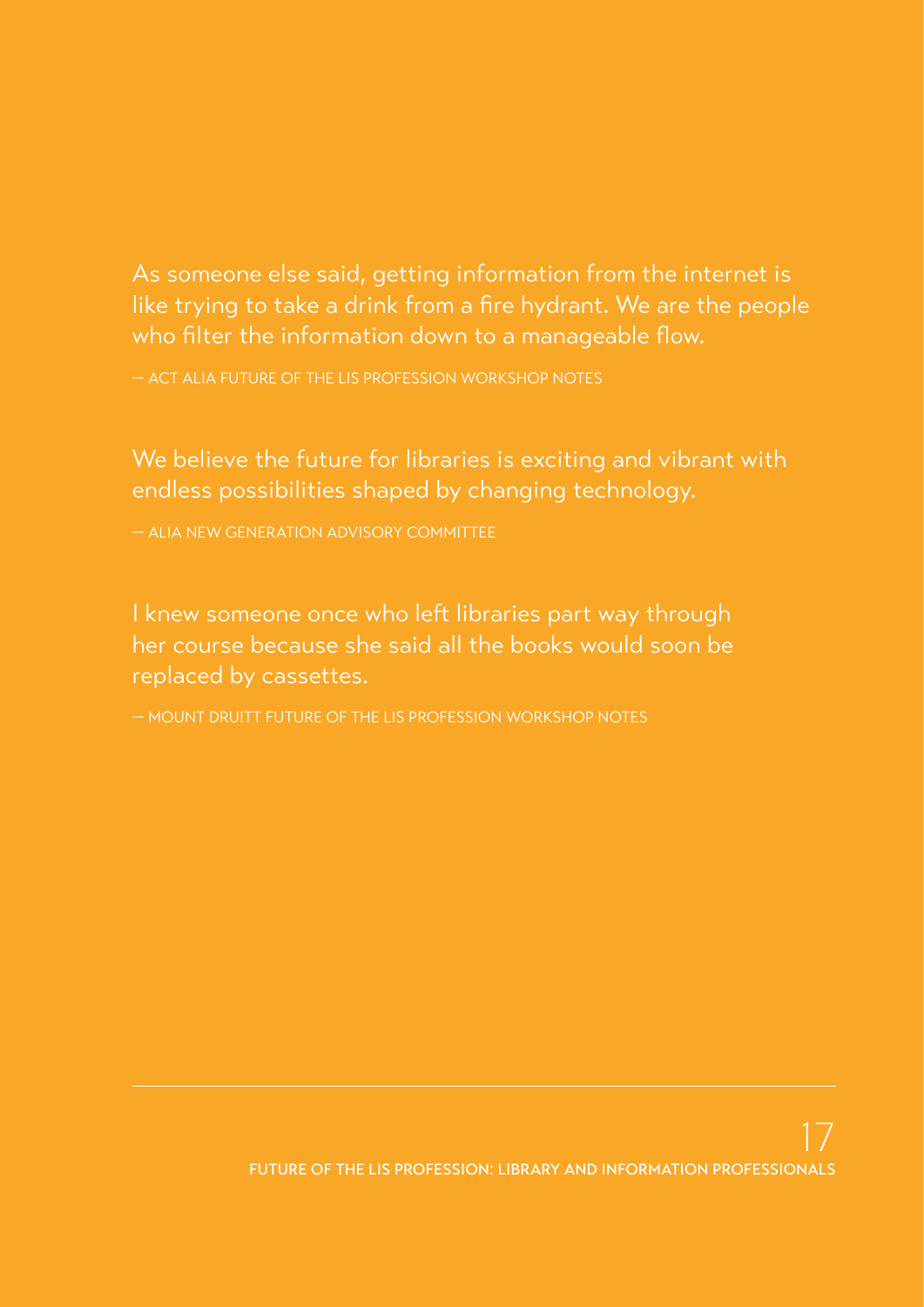As someone else said, getting information from the internet is like trying to take a drink from a fire hydrant. We are the people who filter the information down to a manageable flow.

— ACT ALIA FUTURE OF THE LIS PROFESSION WORKSHOP NOTES

We believe the future for libraries is exciting and vibrant with endless possibilities shaped by changing technology.

— ALIA NEW GENERATION ADVISORY COMMITTEE

I knew someone once who left libraries part way through her course because she said all the books would soon be replaced by cassettes.

— MOUNT DRUITT FUTURE OF THE LIS PROFESSION WORKSHOP NOTES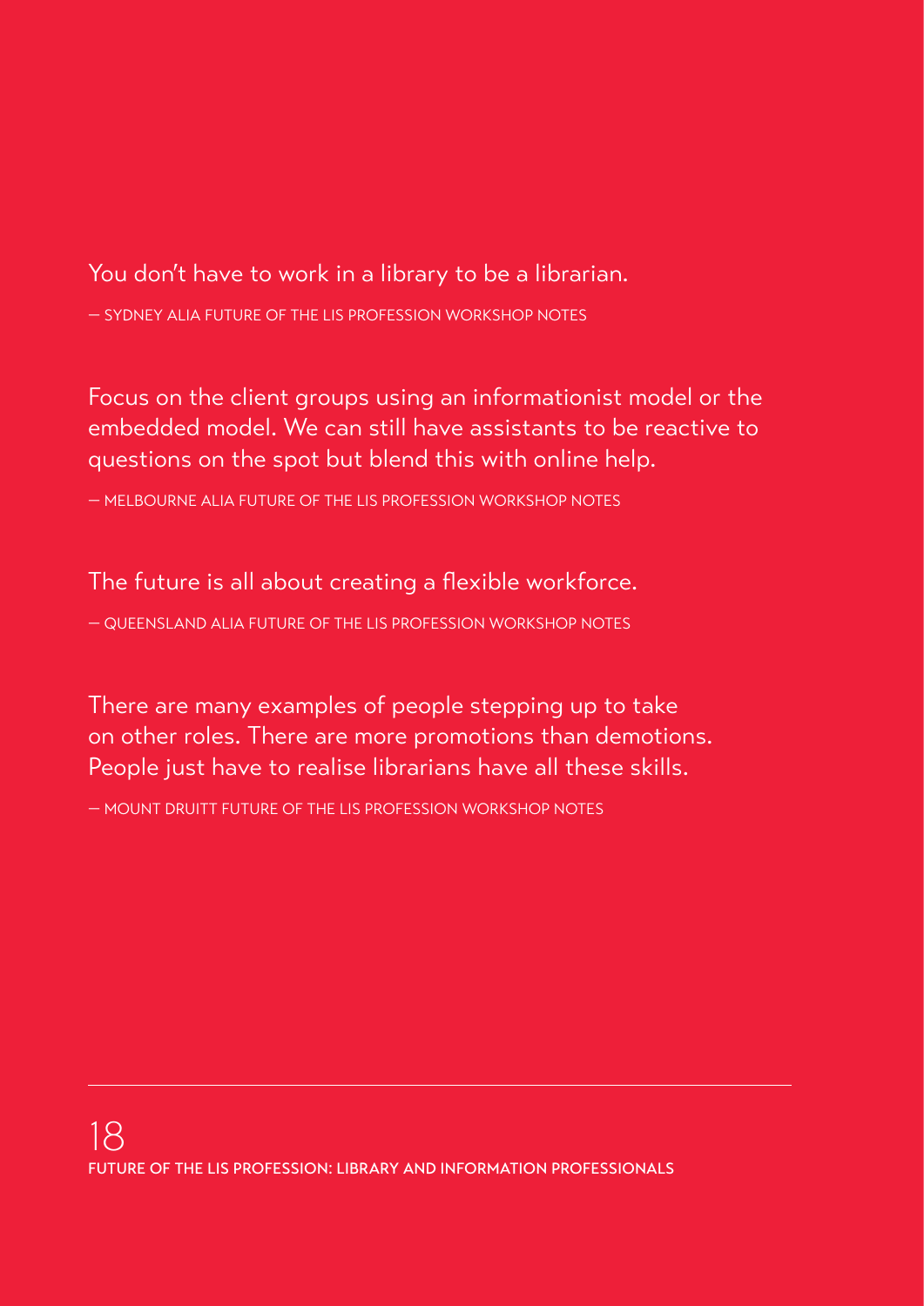You don't have to work in a library to be a librarian.

— SYDNEY ALIA FUTURE OF THE LIS PROFESSION WORKSHOP NOTES

Focus on the client groups using an informationist model or the embedded model. We can still have assistants to be reactive to questions on the spot but blend this with online help.

— MELBOURNE ALIA FUTURE OF THE LIS PROFESSION WORKSHOP NOTES

The future is all about creating a flexible workforce.

— QUEENSLAND ALIA FUTURE OF THE LIS PROFESSION WORKSHOP NOTES

There are many examples of people stepping up to take on other roles. There are more promotions than demotions. People just have to realise librarians have all these skills.

— MOUNT DRUITT FUTURE OF THE LIS PROFESSION WORKSHOP NOTES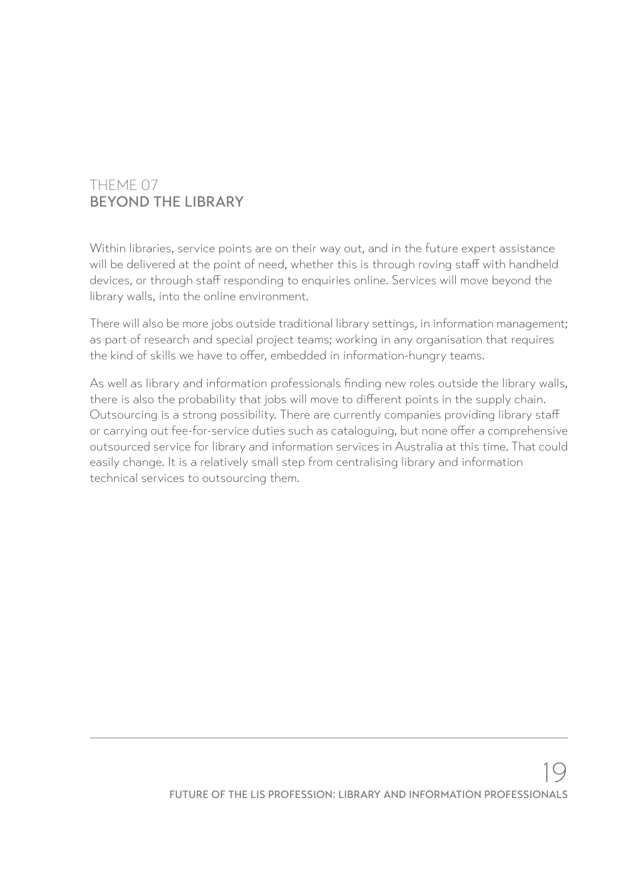## THEME 07
## BEYOND THE LIBRARY

Within libraries, service points are on their way out, and in the future expert assistance will be delivered at the point of need, whether this is through roving staff with handheld devices, or through staff responding to enquiries online. Services will move beyond the library walls, into the online environment.

There will also be more jobs outside traditional library settings, in information management; as part of research and special project teams; working in any organisation that requires the kind of skills we have to offer, embedded in information-hungry teams.

As well as library and information professionals finding new roles outside the library walls, there is also the probability that jobs will move to different points in the supply chain. Outsourcing is a strong possibility. There are currently companies providing library staff or carrying out fee-for-service duties such as cataloguing, but none offer a comprehensive outsourced service for library and information services in Australia at this time. That could easily change. It is a relatively small step from centralising library and information technical services to outsourcing them.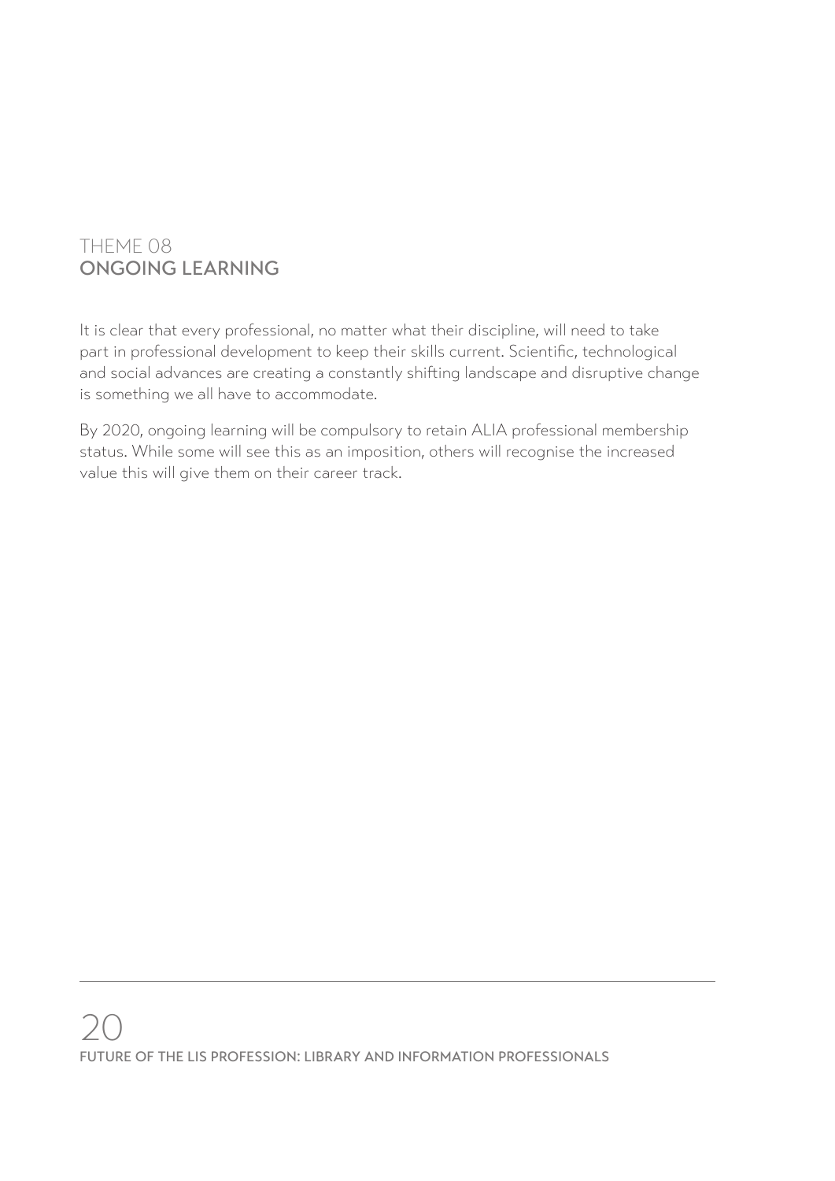## THEME 08
## ONGOING LEARNING

It is clear that every professional, no matter what their discipline, will need to take part in professional development to keep their skills current. Scientific, technological and social advances are creating a constantly shifting landscape and disruptive change is something we all have to accommodate.

By 2020, ongoing learning will be compulsory to retain ALIA professional membership status. While some will see this as an imposition, others will recognise the increased value this will give them on their career track.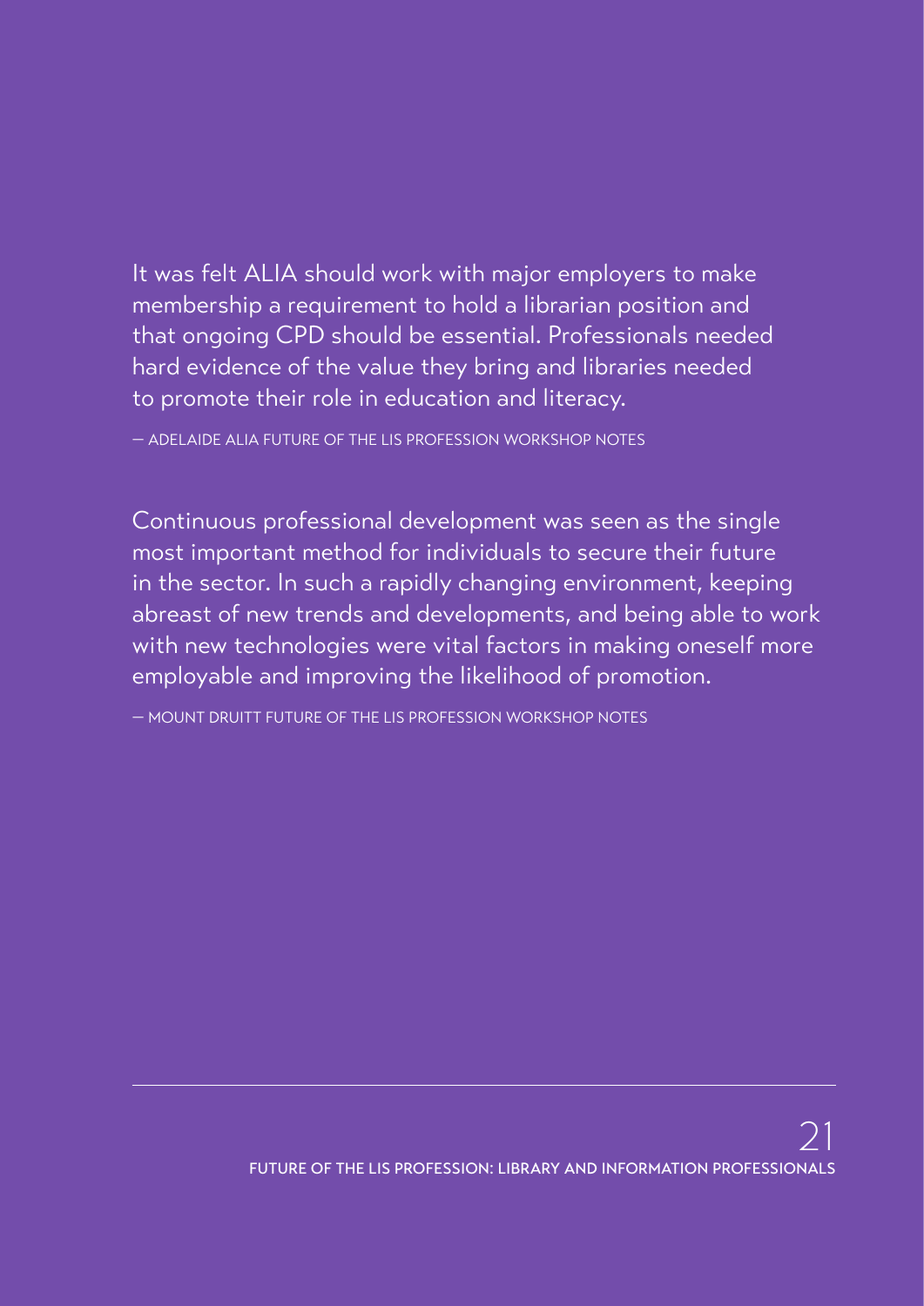It was felt ALIA should work with major employers to make membership a requirement to hold a librarian position and that ongoing CPD should be essential. Professionals needed hard evidence of the value they bring and libraries needed to promote their role in education and literacy.

— ADELAIDE ALIA FUTURE OF THE LIS PROFESSION WORKSHOP NOTES

Continuous professional development was seen as the single most important method for individuals to secure their future in the sector. In such a rapidly changing environment, keeping abreast of new trends and developments, and being able to work with new technologies were vital factors in making oneself more employable and improving the likelihood of promotion.

— MOUNT DRUITT FUTURE OF THE LIS PROFESSION WORKSHOP NOTES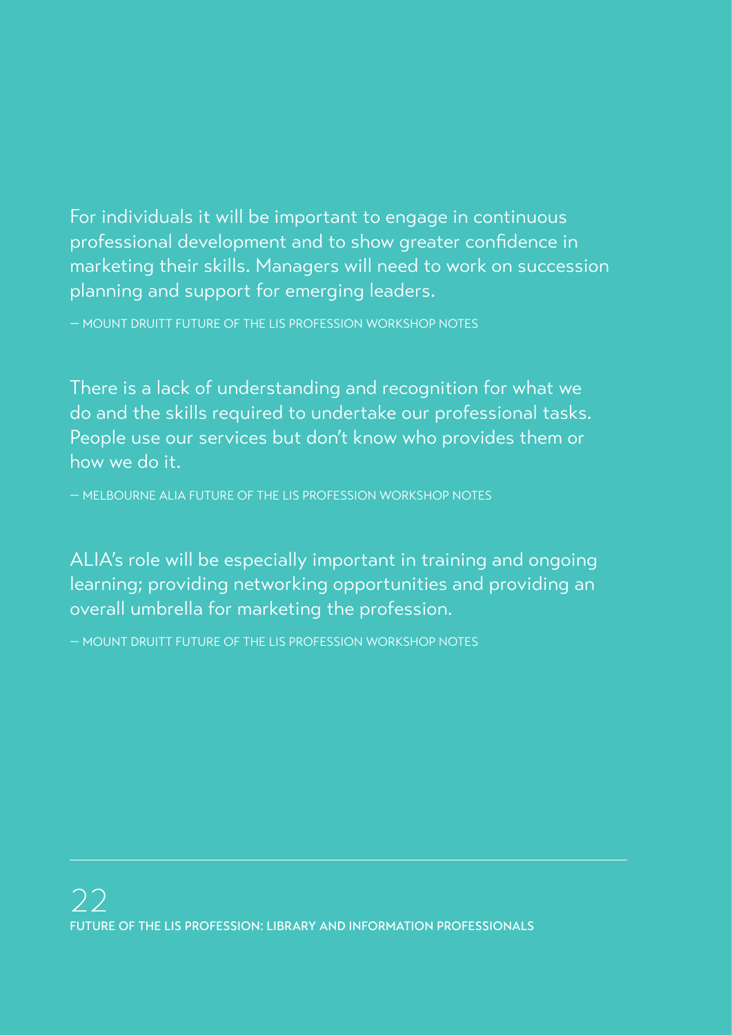For individuals it will be important to engage in continuous professional development and to show greater confidence in marketing their skills. Managers will need to work on succession planning and support for emerging leaders.

— MOUNT DRUITT FUTURE OF THE LIS PROFESSION WORKSHOP NOTES

There is a lack of understanding and recognition for what we do and the skills required to undertake our professional tasks. People use our services but don't know who provides them or how we do it.

— MELBOURNE ALIA FUTURE OF THE LIS PROFESSION WORKSHOP NOTES

ALIA's role will be especially important in training and ongoing learning; providing networking opportunities and providing an overall umbrella for marketing the profession.

— MOUNT DRUITT FUTURE OF THE LIS PROFESSION WORKSHOP NOTES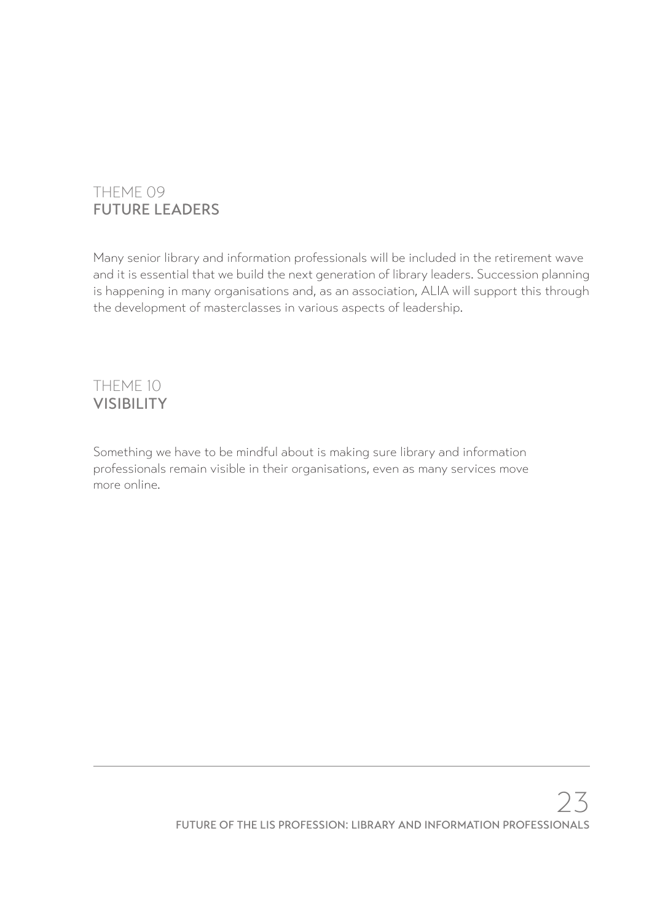## THEME 09
## FUTURE LEADERS

Many senior library and information professionals will be included in the retirement wave and it is essential that we build the next generation of library leaders. Succession planning is happening in many organisations and, as an association, ALIA will support this through the development of masterclasses in various aspects of leadership.

## THEME 10
## VISIBILITY

Something we have to be mindful about is making sure library and information professionals remain visible in their organisations, even as many services move more online.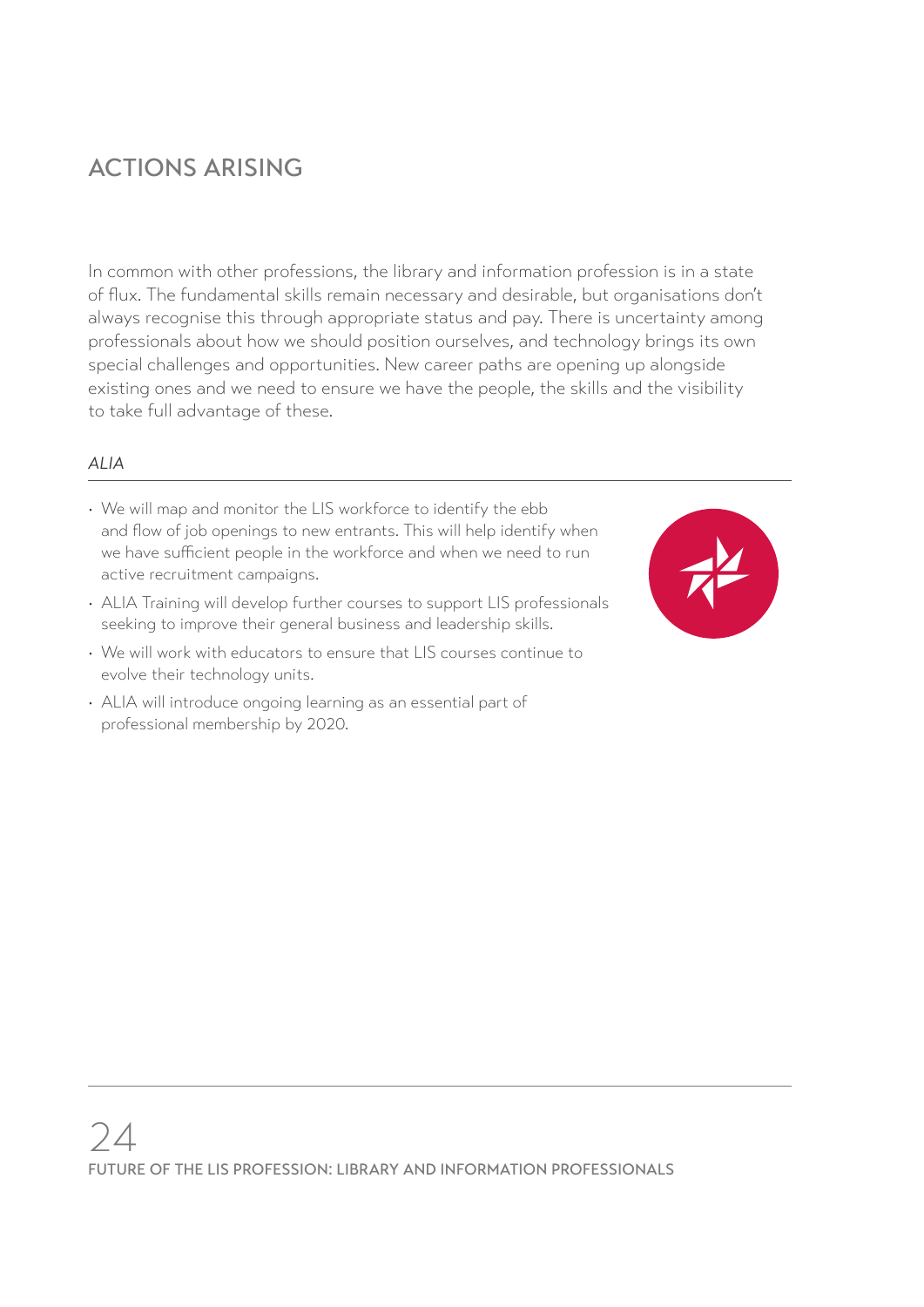# ACTIONS ARISING

In common with other professions, the library and information profession is in a state of flux. The fundamental skills remain necessary and desirable, but organisations don't always recognise this through appropriate status and pay. There is uncertainty among professionals about how we should position ourselves, and technology brings its own special challenges and opportunities. New career paths are opening up alongside existing ones and we need to ensure we have the people, the skills and the visibility to take full advantage of these.

*ALIA*

- We will map and monitor the LIS workforce to identify the ebb and flow of job openings to new entrants. This will help identify when we have sufficient people in the workforce and when we need to run active recruitment campaigns.
- ALIA Training will develop further courses to support LIS professionals seeking to improve their general business and leadership skills.
- We will work with educators to ensure that LIS courses continue to evolve their technology units.
- ALIA will introduce ongoing learning as an essential part of professional membership by 2020.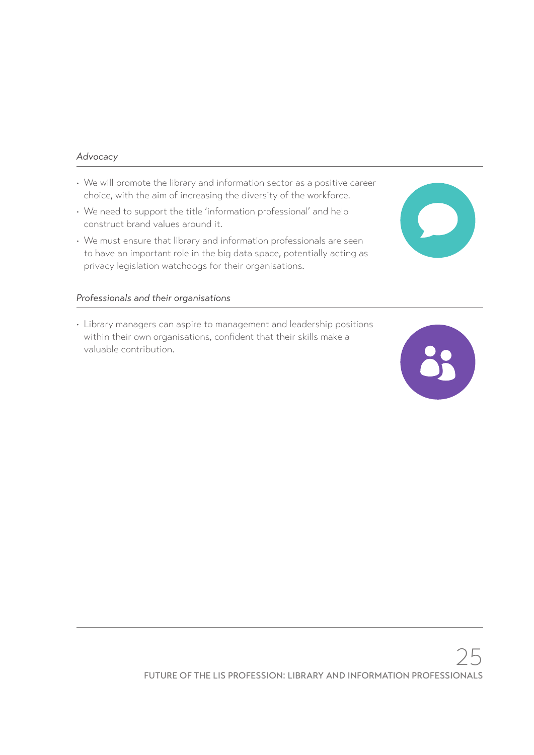*Advocacy*

- We will promote the library and information sector as a positive career choice, with the aim of increasing the diversity of the workforce.
- We need to support the title 'information professional' and help construct brand values around it.
- We must ensure that library and information professionals are seen to have an important role in the big data space, potentially acting as privacy legislation watchdogs for their organisations.

*Professionals and their organisations*

- Library managers can aspire to management and leadership positions within their own organisations, confident that their skills make a valuable contribution.